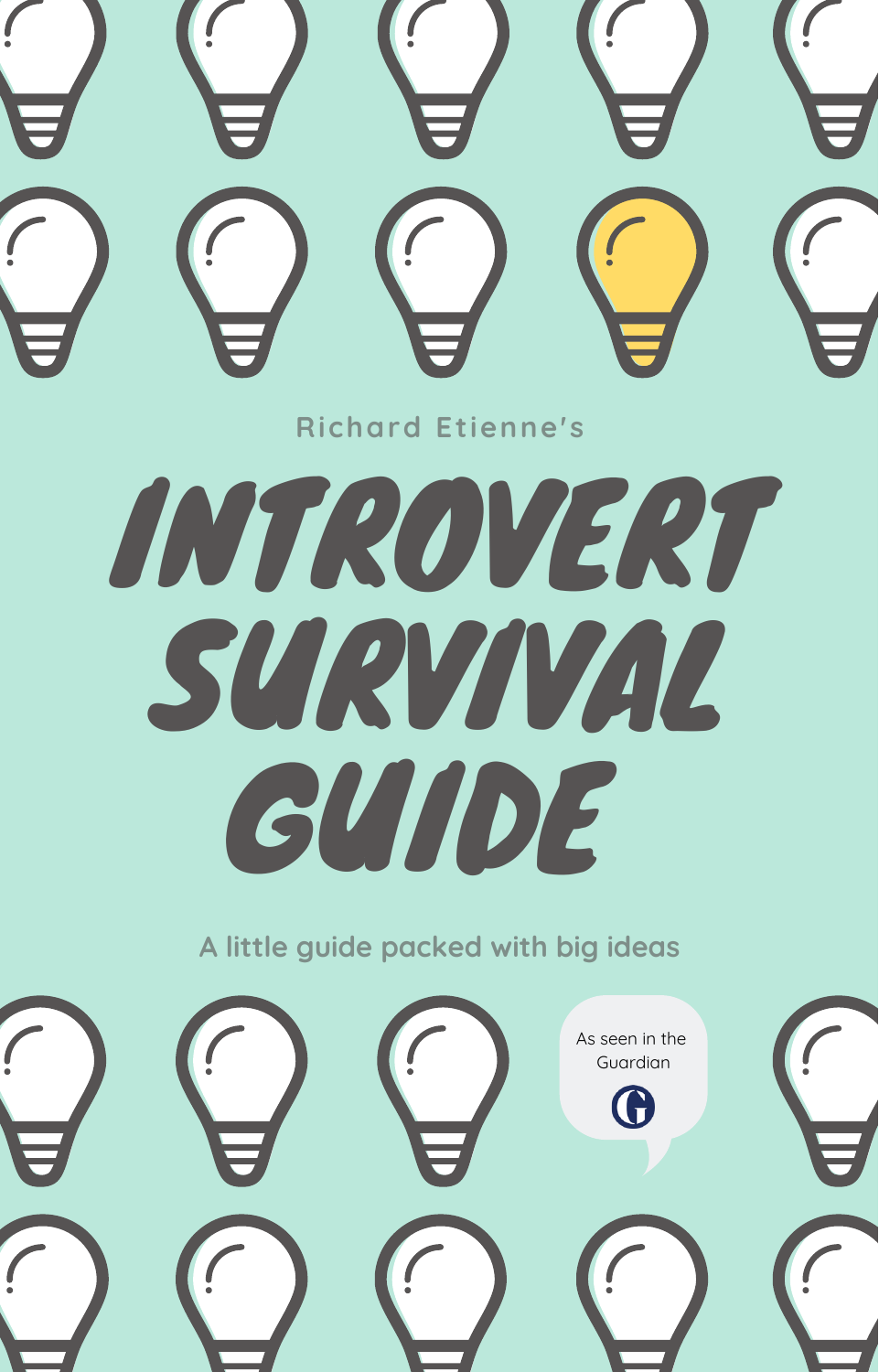Richard Etienne's

# INTROVERT SURVIVAL GUIDE

A little guide packed with big ideas

As seen in the Guardian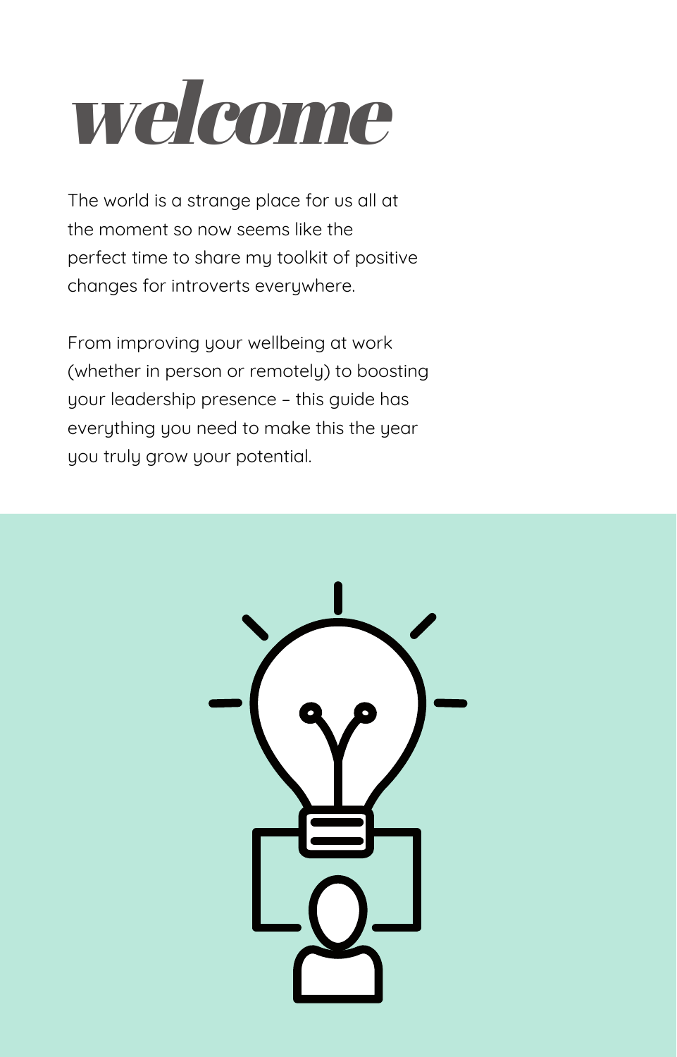# *welcome*

The world is a strange place for us all at the moment so now seems like the perfect time to share my toolkit of positive changes for introverts everywhere.

From improving your wellbeing at work (whether in person or remotely) to boosting your leadership presence – this guide has everything you need to make this the year you truly grow your potential.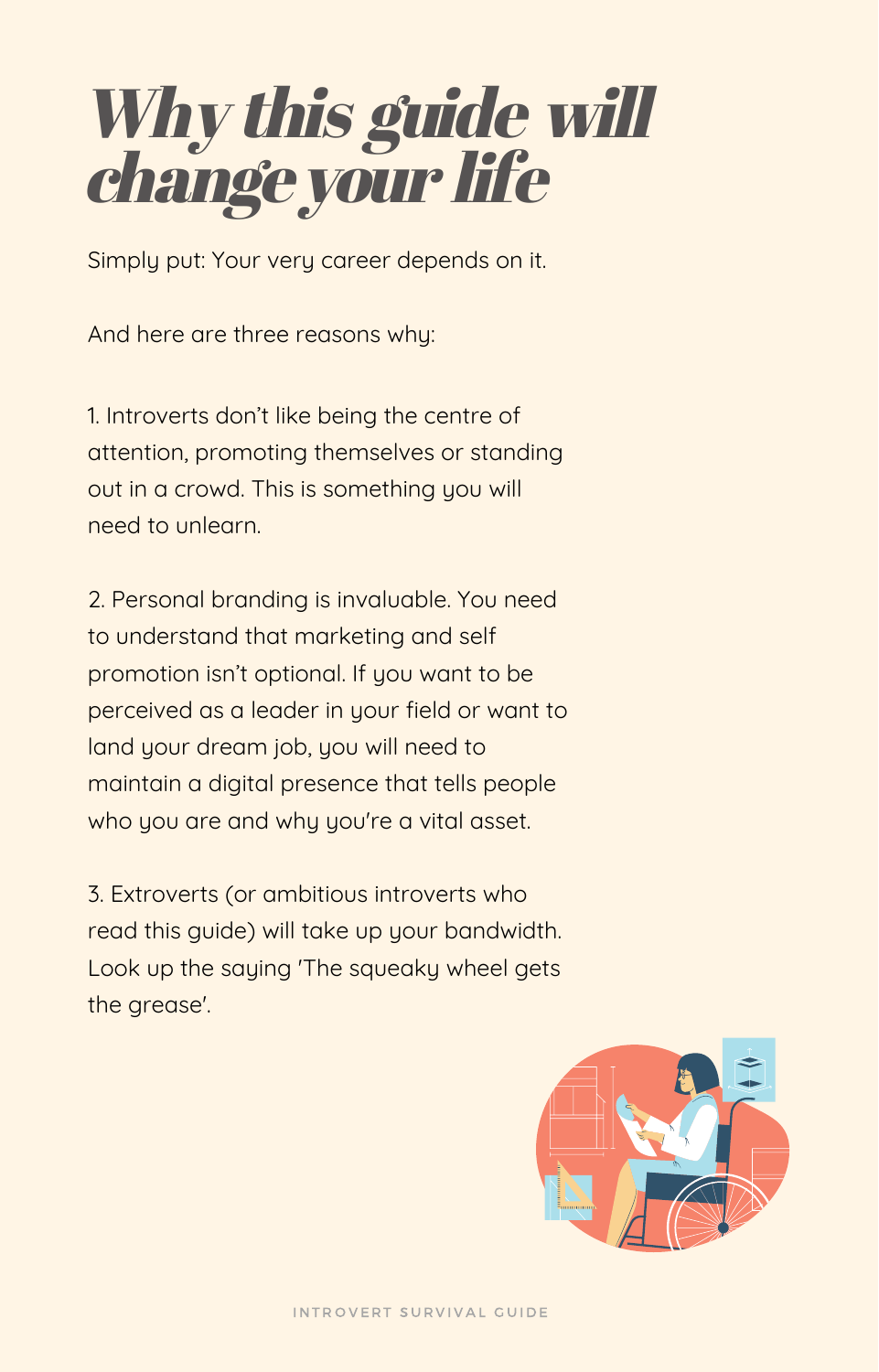# Why this guide will change your life

Simply put: Your very career depends on it.

And here are three reasons why:

1. Introverts don't like being the centre of attention, promoting themselves or standing out in a crowd. This is something you will need to unlearn.

2. Personal branding is invaluable. You need to understand that marketing and self promotion isn't optional. If you want to be perceived as a leader in your field or want to land your dream job, you will need to maintain a digital presence that tells people who you are and why you're a vital asset.

3. Extroverts (or ambitious introverts who read this guide) will take up your bandwidth. Look up the saying 'The squeaky wheel gets the grease'.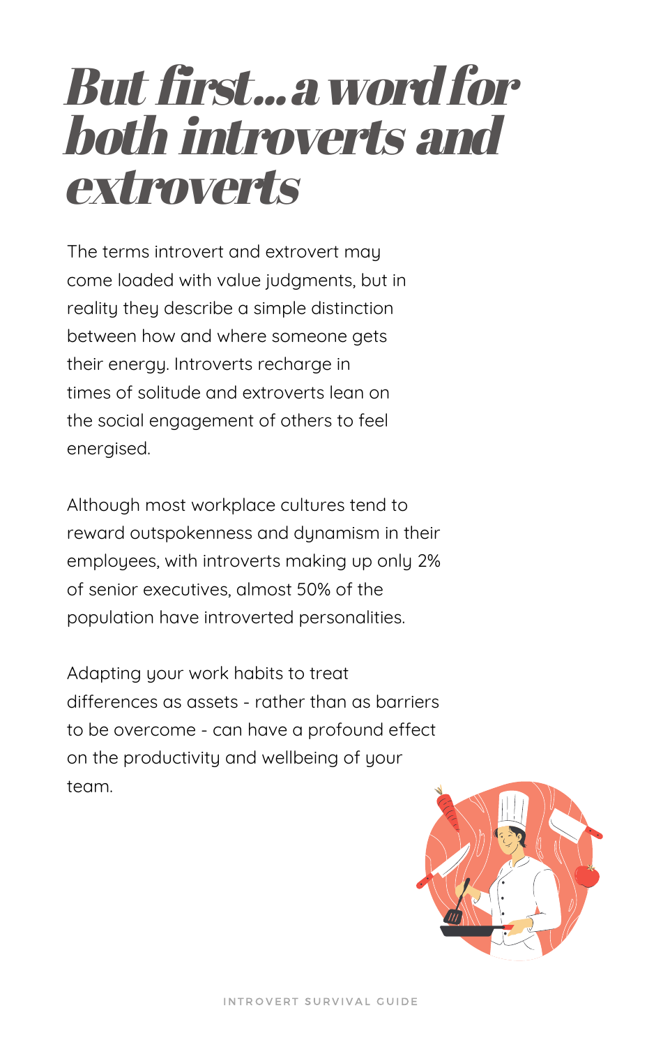# But first...a word for both introverts and extroverts

The terms introvert and extrovert may come loaded with value judgments, but in reality they describe a simple distinction between how and where someone gets their energy. Introverts recharge in times of solitude and extroverts lean on the social engagement of others to feel energised.

Although most workplace cultures tend to reward outspokenness and dynamism in their employees, with introverts making up only 2% of senior executives, almost 50% of the population have introverted personalities.

Adapting your work habits to treat differences as assets - rather than as barriers to be overcome - can have a profound effect on the productivity and wellbeing of your team.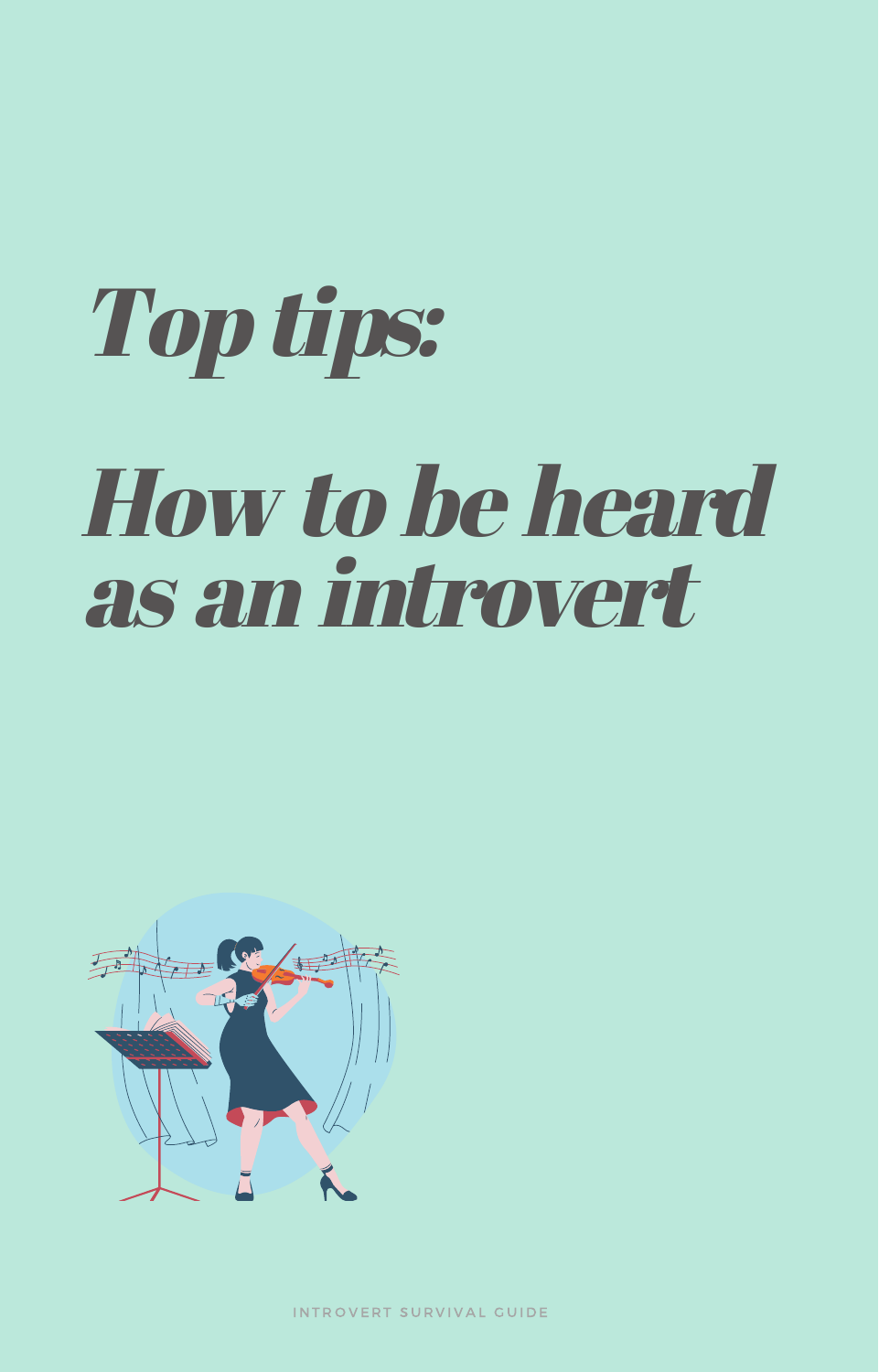# *Top tips:*

# *How to be heard as an introvert*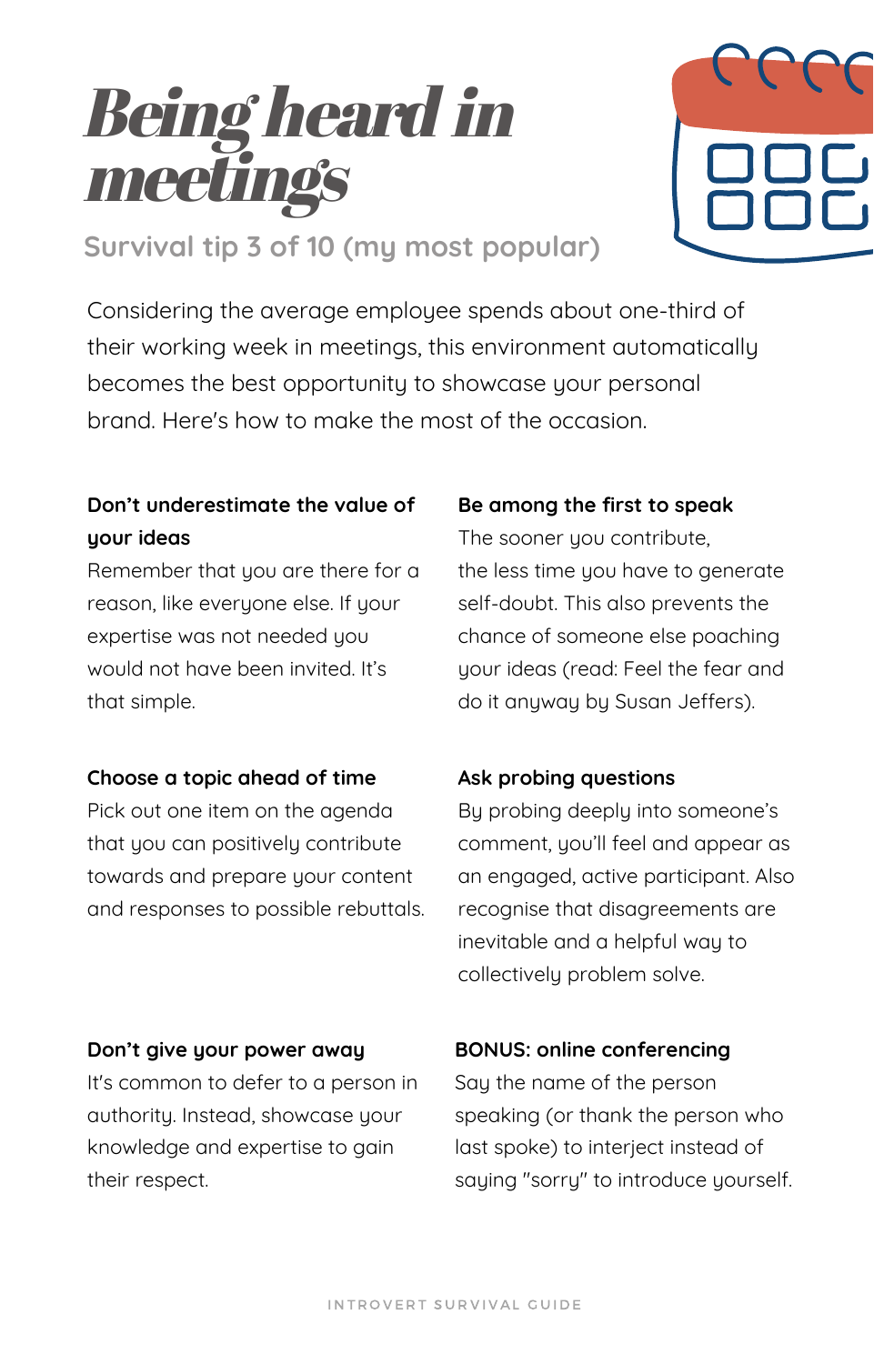# Being heard in meetings

Survival tip 3 of 10 (my most popular)

Considering the average employee spends about one-third of their working week in meetings, this environment automatically becomes the best opportunity to showcase your personal brand. Here's how to make the most of the occasion.

**Don't underestimate the value of your ideas**

Remember that you are there for a reason, like everyone else. If your expertise was not needed you would not have been invited. It's that simple.

**Be among the first to speak**

The sooner you contribute, the less time you have to generate self-doubt. This also prevents the chance of someone else poaching your ideas (read: Feel the fear and do it anyway by Susan Jeffers).

**Choose a topic ahead of time**

Pick out one item on the agenda that you can positively contribute towards and prepare your content and responses to possible rebuttals.

**Ask probing questions**

By probing deeply into someone's comment, you'll feel and appear as an engaged, active participant. Also recognise that disagreements are inevitable and a helpful way to collectively problem solve.

**Don't give your power away**

It's common to defer to a person in authority. Instead, showcase your knowledge and expertise to gain their respect.

**BONUS: online conferencing**

Say the name of the person speaking (or thank the person who last spoke) to interject instead of saying "sorry" to introduce yourself.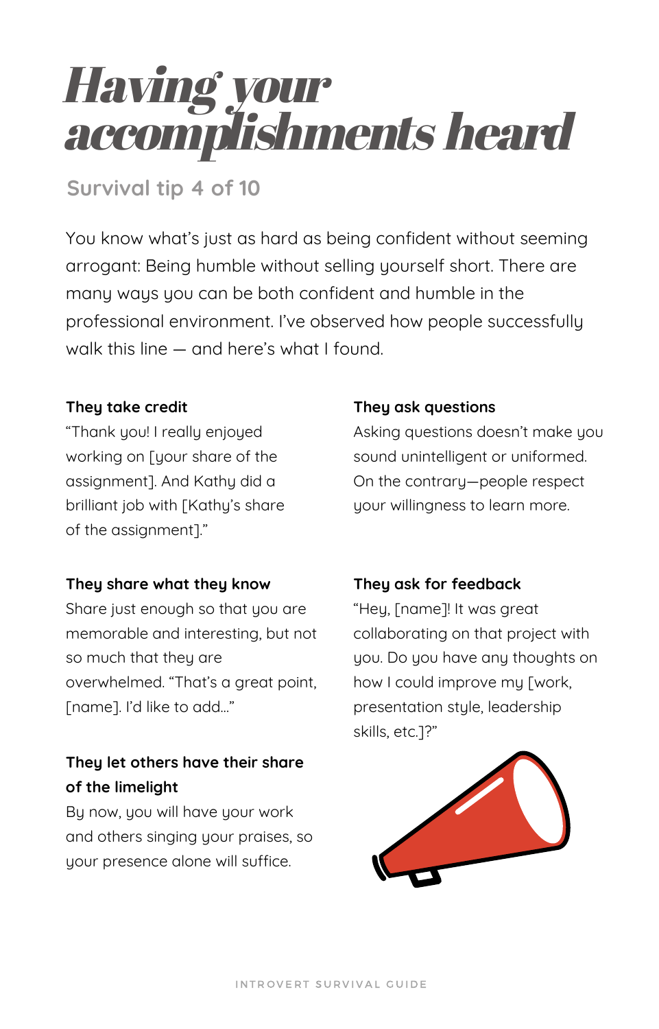# *Having your accomplishments heard*

## Survival tip 4 of 10

You know what's just as hard as being confident without seeming arrogant: Being humble without selling yourself short. There are many ways you can be both confident and humble in the professional environment. I've observed how people successfully walk this line — and here's what I found.

**They take credit**

"Thank you! I really enjoyed working on [your share of the assignment]. And Kathy did a brilliant job with [Kathy's share of the assignment]."

**They share what they know**

Share just enough so that you are memorable and interesting, but not so much that they are overwhelmed. "That's a great point, [name]. I'd like to add..."

**They let others have their share of the limelight**

By now, you will have your work and others singing your praises, so your presence alone will suffice.

**They ask questions**

Asking questions doesn't make you sound unintelligent or uniformed. On the contrary—people respect your willingness to learn more.

**They ask for feedback**

"Hey, [name]! It was great collaborating on that project with you. Do you have any thoughts on how I could improve my [work, presentation style, leadership skills, etc.]?"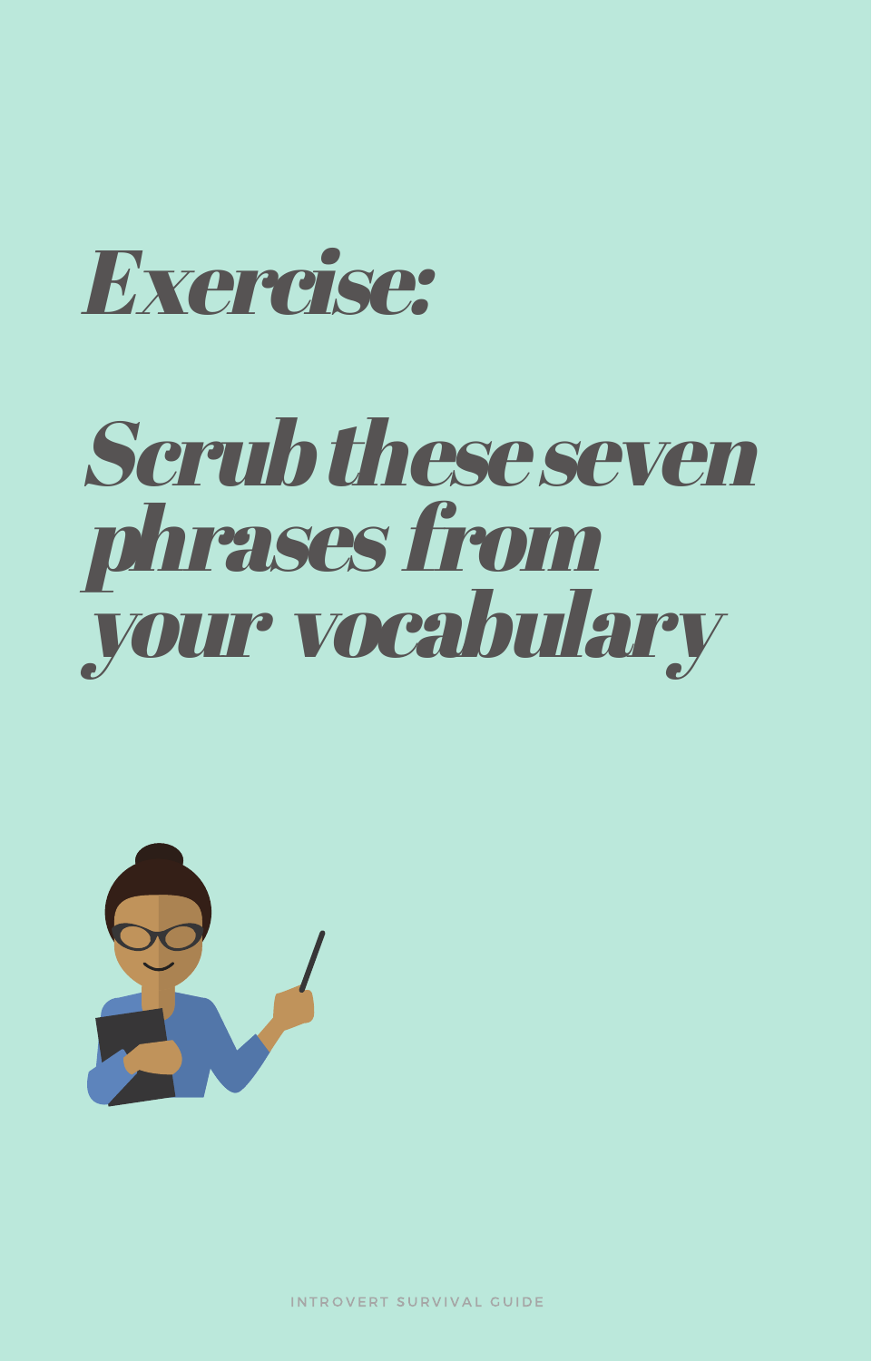# *Exercise:*

# *Scrub these seven phrases from your vocabulary*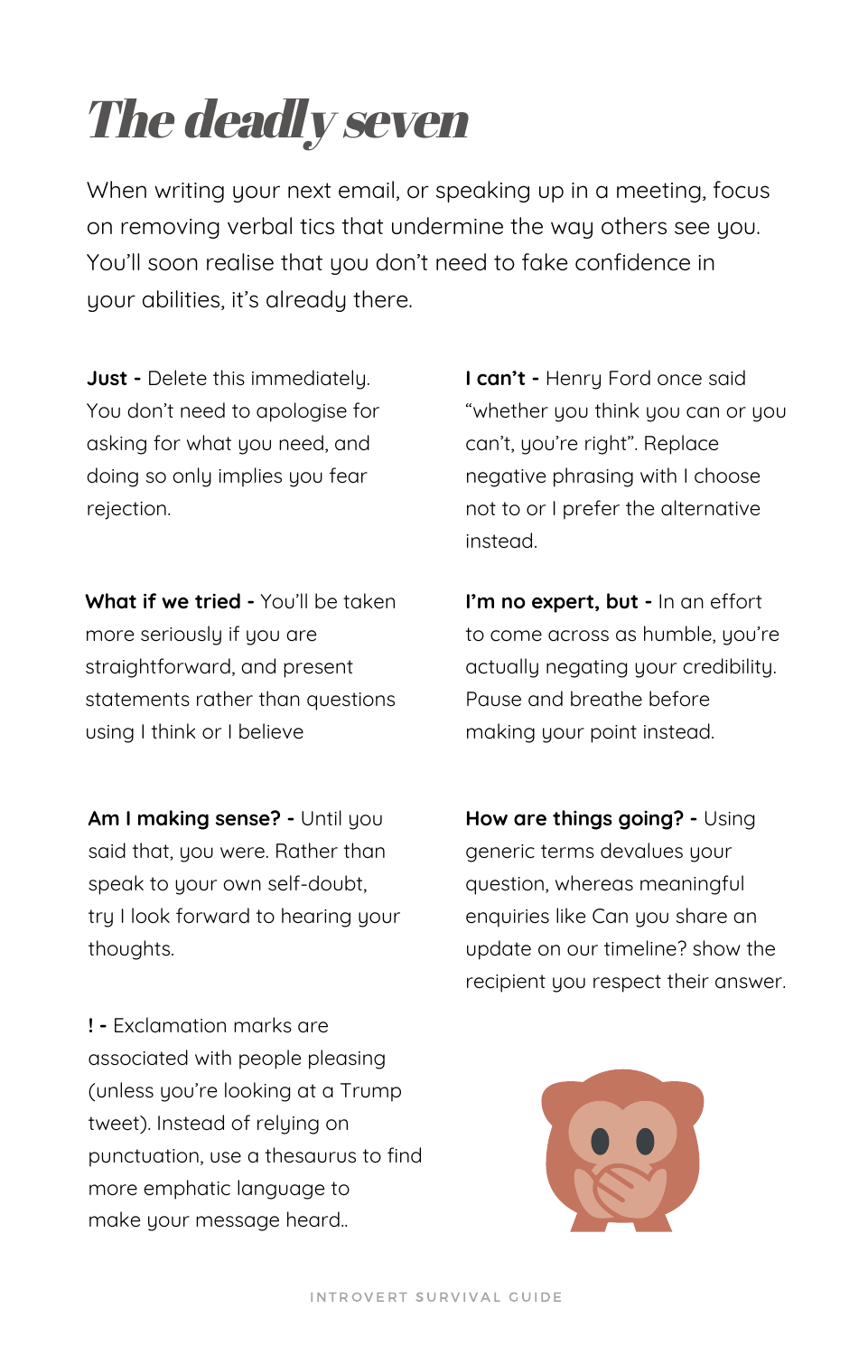# *The deadly seven*

When writing your next email, or speaking up in a meeting, focus on removing verbal tics that undermine the way others see you. You'll soon realise that you don't need to fake confidence in your abilities, it's already there.

**Just -** Delete this immediately. You don't need to apologise for asking for what you need, and doing so only implies you fear rejection.

**What if we tried -** You'll be taken more seriously if you are straightforward, and present statements rather than questions using I think or I believe

**Am I making sense? -** Until you said that, you were. Rather than speak to your own self-doubt, try I look forward to hearing your thoughts.

**! -** Exclamation marks are associated with people pleasing (unless you're looking at a Trump tweet). Instead of relying on punctuation, use a thesaurus to find more emphatic language to make your message heard..

**I can't -** Henry Ford once said "whether you think you can or you can't, you're right". Replace negative phrasing with I choose not to or I prefer the alternative instead.

**I'm no expert, but -** In an effort to come across as humble, you're actually negating your credibility. Pause and breathe before making your point instead.

**How are things going? -** Using generic terms devalues your question, whereas meaningful enquiries like Can you share an update on our timeline? show the recipient you respect their answer.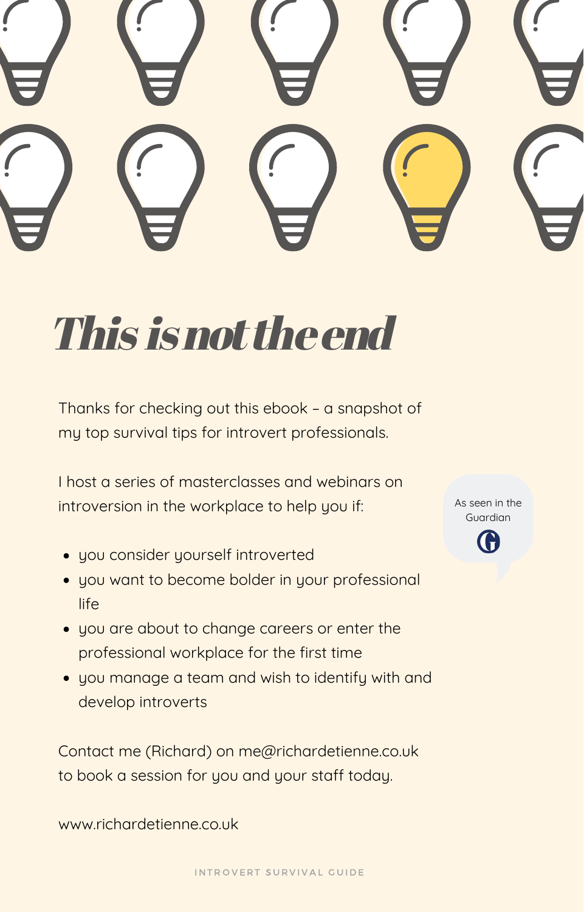# This is not the end

Thanks for checking out this ebook – a snapshot of my top survival tips for introvert professionals.

I host a series of masterclasses and webinars on introversion in the workplace to help you if:

- you consider yourself introverted
- you want to become bolder in your professional life
- you are about to change careers or enter the professional workplace for the first time
- you manage a team and wish to identify with and develop introverts

As seen in the Guardian

Contact me (Richard) on me@richardetienne.co.uk to book a session for you and your staff today.

www.richardetienne.co.uk